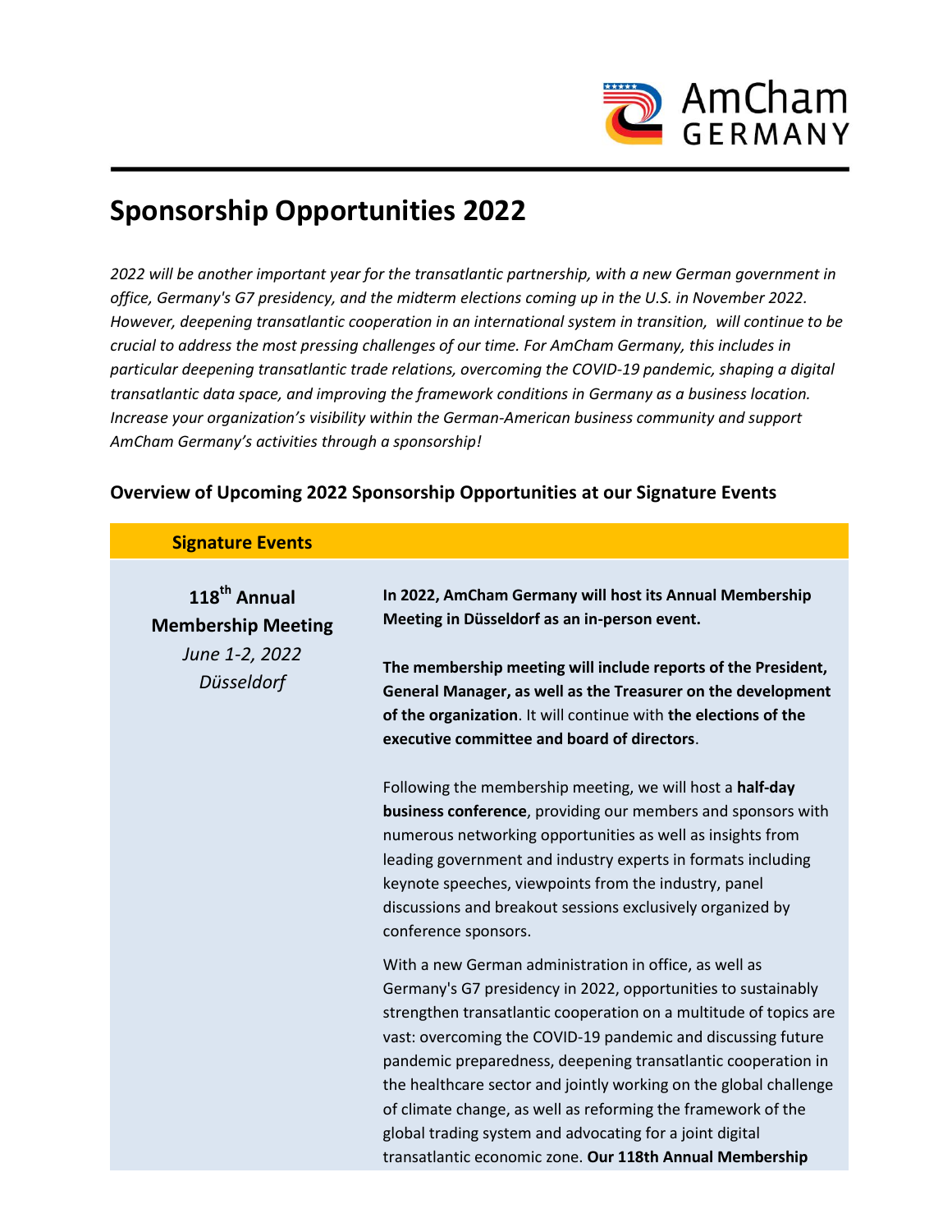# Sponsorship Opportunities 2022

*2022 will be another important year for the transatlantic partnership, with a new German government in office, Germany's G7 presidency, and the midterm elections coming up in the U.S. in November 2022. However, deepening transatlantic cooperation in an international system in transition, will continue to be crucial to address the most pressing challenges of our time. For AmCham Germany, this includes in particular deepening transatlantic trade relations, overcoming the COVID-19 pandemic, shaping a digital transatlantic data space, and improving the framework conditions in Germany as a business location. Increase your organization's visibility within the German-American business community and support AmCham Germany's activities through a sponsorship!*

## Overview of Upcoming 2022 Sponsorship Opportunities at our Signature Events

| Signature Events | |
|---|---|
| **118th Annual Membership Meeting**<br>*June 1-2, 2022*<br>*Düsseldorf* | **In 2022, AmCham Germany will host its Annual Membership Meeting in Düsseldorf as an in-person event.**<br><br>**The membership meeting will include reports of the President, General Manager, as well as the Treasurer on the development of the organization**. It will continue with **the elections of the executive committee and board of directors**.<br><br>Following the membership meeting, we will host a **half-day business conference**, providing our members and sponsors with numerous networking opportunities as well as insights from leading government and industry experts in formats including keynote speeches, viewpoints from the industry, panel discussions and breakout sessions exclusively organized by conference sponsors.<br><br>With a new German administration in office, as well as Germany's G7 presidency in 2022, opportunities to sustainably strengthen transatlantic cooperation on a multitude of topics are vast: overcoming the COVID-19 pandemic and discussing future pandemic preparedness, deepening transatlantic cooperation in the healthcare sector and jointly working on the global challenge of climate change, as well as reforming the framework of the global trading system and advocating for a joint digital transatlantic economic zone. **Our 118th Annual Membership** |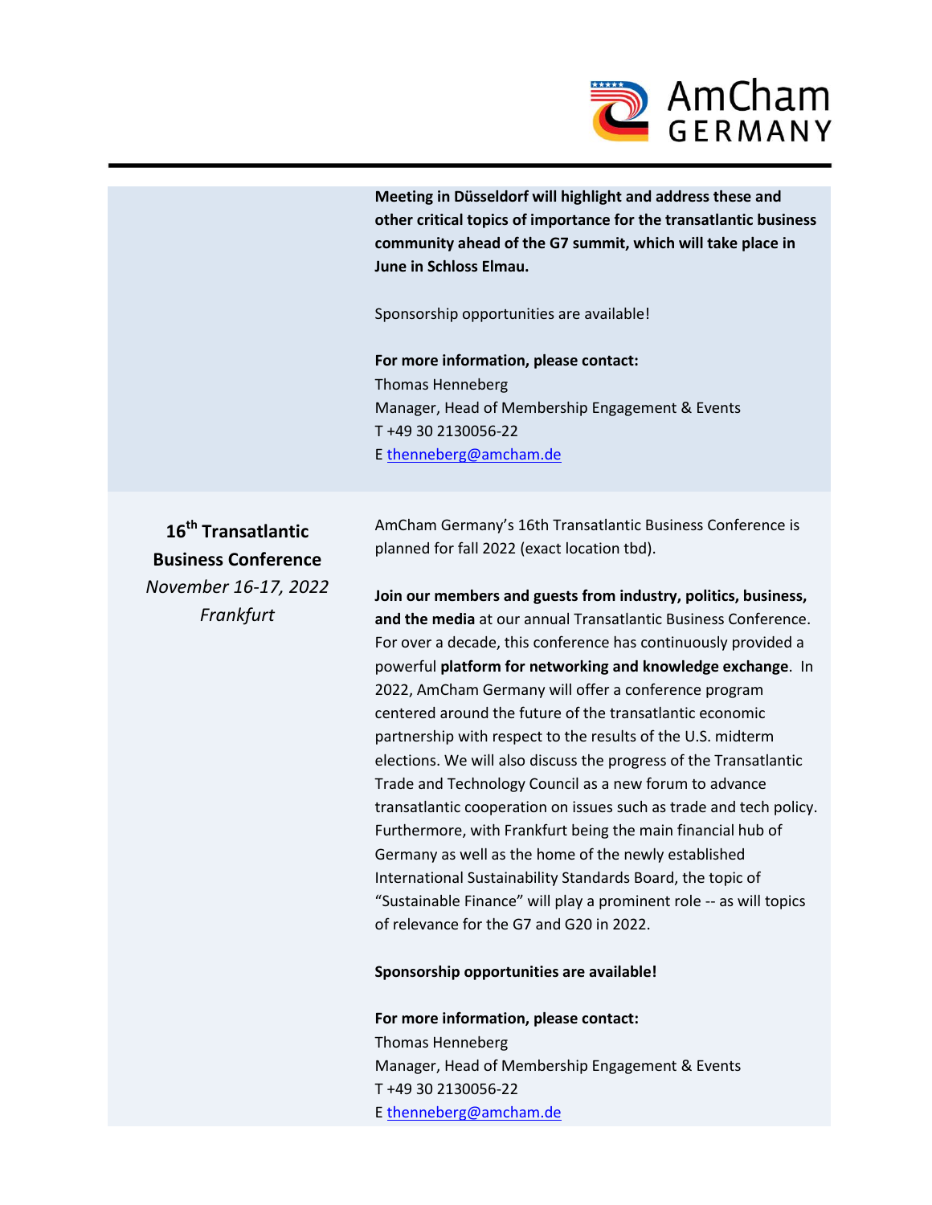**Meeting in Düsseldorf will highlight and address these and other critical topics of importance for the transatlantic business community ahead of the G7 summit, which will take place in June in Schloss Elmau.**

Sponsorship opportunities are available!

**For more information, please contact:**
Thomas Henneberg
Manager, Head of Membership Engagement & Events
T +49 30 2130056-22
E thenneberg@amcham.de

## 16th Transatlantic Business Conference

*November 16-17, 2022*
*Frankfurt*

AmCham Germany's 16th Transatlantic Business Conference is planned for fall 2022 (exact location tbd).

**Join our members and guests from industry, politics, business, and the media** at our annual Transatlantic Business Conference. For over a decade, this conference has continuously provided a powerful **platform for networking and knowledge exchange**. In 2022, AmCham Germany will offer a conference program centered around the future of the transatlantic economic partnership with respect to the results of the U.S. midterm elections. We will also discuss the progress of the Transatlantic Trade and Technology Council as a new forum to advance transatlantic cooperation on issues such as trade and tech policy. Furthermore, with Frankfurt being the main financial hub of Germany as well as the home of the newly established International Sustainability Standards Board, the topic of "Sustainable Finance" will play a prominent role -- as will topics of relevance for the G7 and G20 in 2022.

**Sponsorship opportunities are available!**

**For more information, please contact:**
Thomas Henneberg
Manager, Head of Membership Engagement & Events
T +49 30 2130056-22
E thenneberg@amcham.de